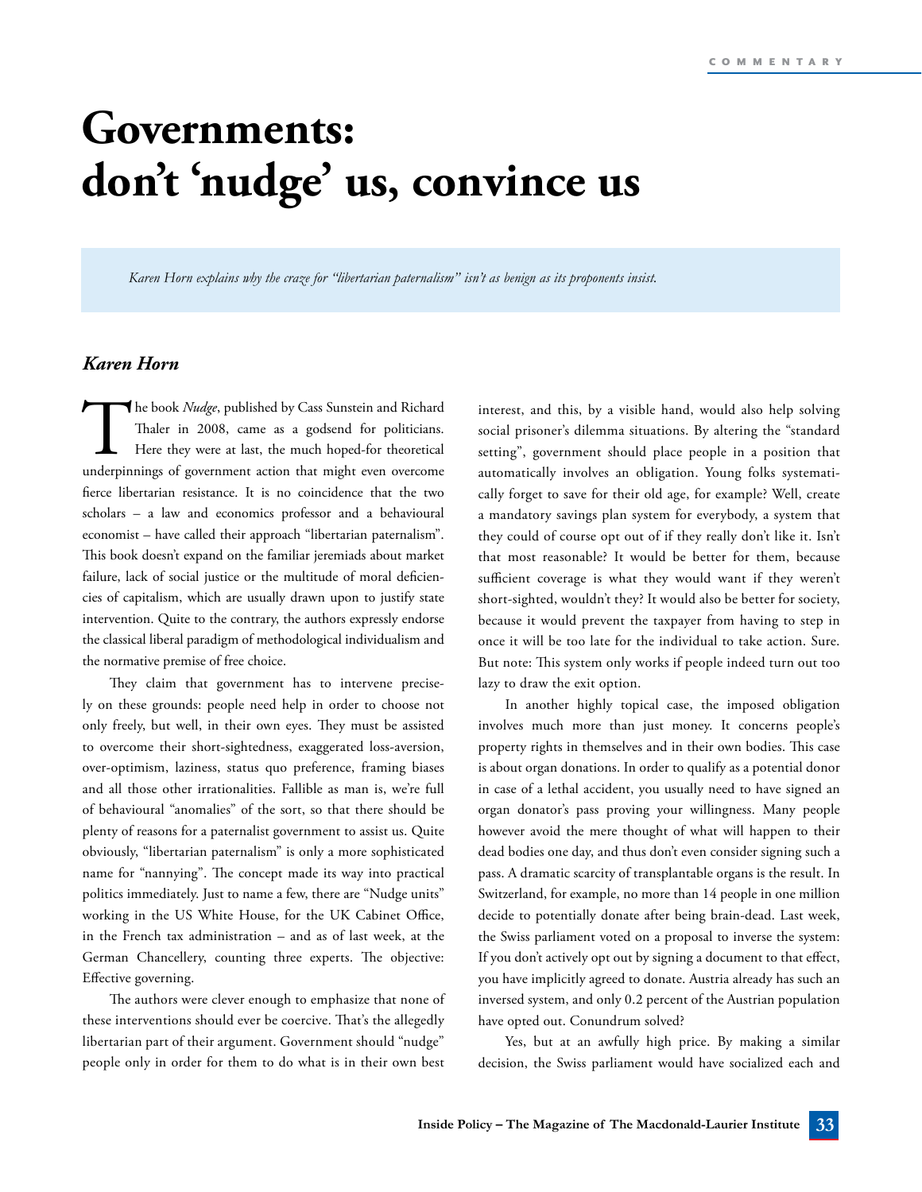# Governments: don't 'nudge' us, convince us

*Karen Horn explains why the craze for "libertarian paternalism" isn't as benign as its proponents insist.*

***Karen Horn***

The book *Nudge*, published by Cass Sunstein and Richard Thaler in 2008, came as a godsend for politicians. Here they were at last, the much hoped-for theoretical underpinnings of government action that might even overcome fierce libertarian resistance. It is no coincidence that the two scholars – a law and economics professor and a behavioural economist – have called their approach "libertarian paternalism". This book doesn't expand on the familiar jeremiads about market failure, lack of social justice or the multitude of moral deficiencies of capitalism, which are usually drawn upon to justify state intervention. Quite to the contrary, the authors expressly endorse the classical liberal paradigm of methodological individualism and the normative premise of free choice.

They claim that government has to intervene precisely on these grounds: people need help in order to choose not only freely, but well, in their own eyes. They must be assisted to overcome their short-sightedness, exaggerated loss-aversion, over-optimism, laziness, status quo preference, framing biases and all those other irrationalities. Fallible as man is, we're full of behavioural "anomalies" of the sort, so that there should be plenty of reasons for a paternalist government to assist us. Quite obviously, "libertarian paternalism" is only a more sophisticated name for "nannying". The concept made its way into practical politics immediately. Just to name a few, there are "Nudge units" working in the US White House, for the UK Cabinet Office, in the French tax administration – and as of last week, at the German Chancellery, counting three experts. The objective: Effective governing.

The authors were clever enough to emphasize that none of these interventions should ever be coercive. That's the allegedly libertarian part of their argument. Government should "nudge" people only in order for them to do what is in their own best interest, and this, by a visible hand, would also help solving social prisoner's dilemma situations. By altering the "standard setting", government should place people in a position that automatically involves an obligation. Young folks systematically forget to save for their old age, for example? Well, create a mandatory savings plan system for everybody, a system that they could of course opt out of if they really don't like it. Isn't that most reasonable? It would be better for them, because sufficient coverage is what they would want if they weren't short-sighted, wouldn't they? It would also be better for society, because it would prevent the taxpayer from having to step in once it will be too late for the individual to take action. Sure. But note: This system only works if people indeed turn out too lazy to draw the exit option.

In another highly topical case, the imposed obligation involves much more than just money. It concerns people's property rights in themselves and in their own bodies. This case is about organ donations. In order to qualify as a potential donor in case of a lethal accident, you usually need to have signed an organ donator's pass proving your willingness. Many people however avoid the mere thought of what will happen to their dead bodies one day, and thus don't even consider signing such a pass. A dramatic scarcity of transplantable organs is the result. In Switzerland, for example, no more than 14 people in one million decide to potentially donate after being brain-dead. Last week, the Swiss parliament voted on a proposal to inverse the system: If you don't actively opt out by signing a document to that effect, you have implicitly agreed to donate. Austria already has such an inversed system, and only 0.2 percent of the Austrian population have opted out. Conundrum solved?

Yes, but at an awfully high price. By making a similar decision, the Swiss parliament would have socialized each and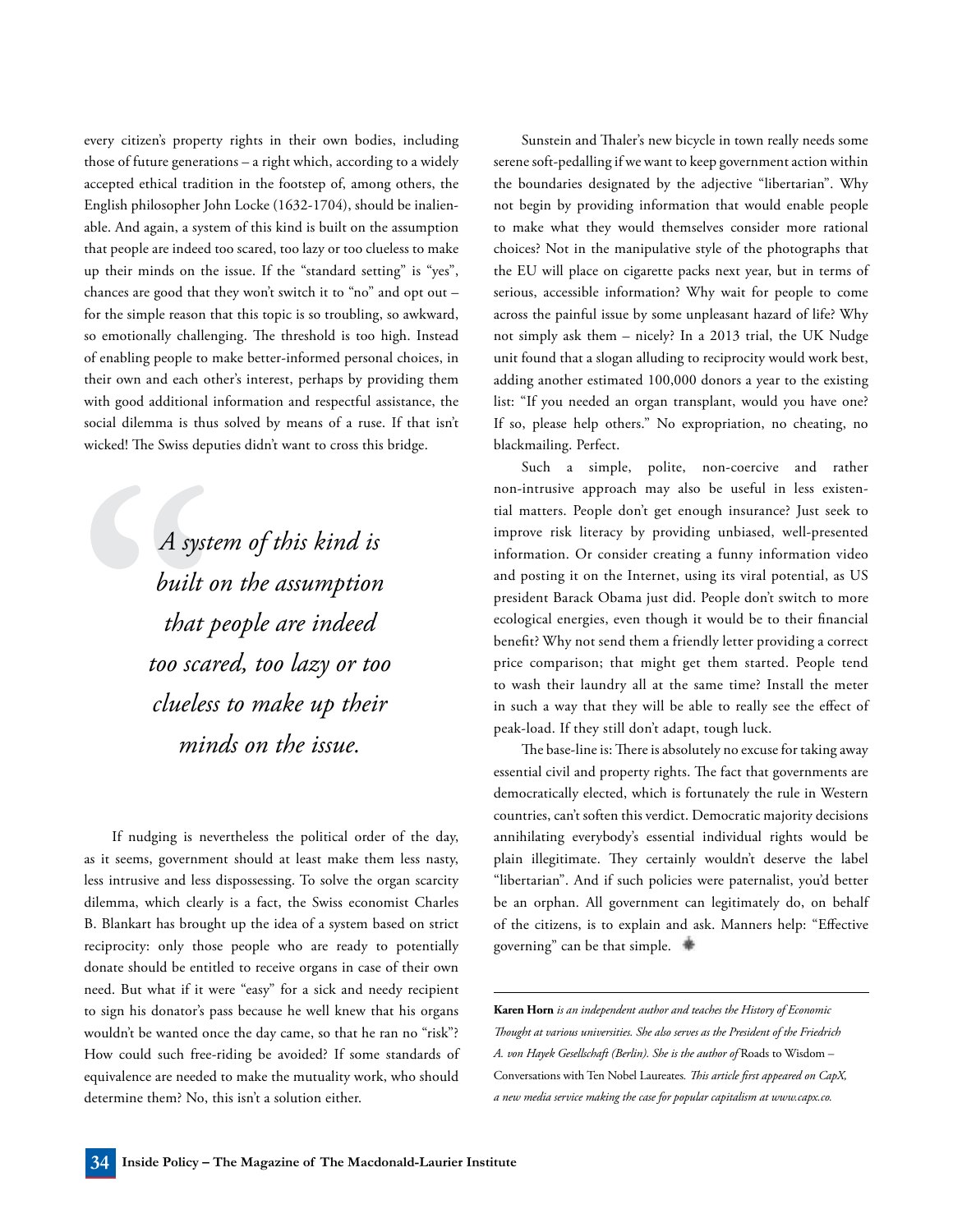every citizen's property rights in their own bodies, including those of future generations – a right which, according to a widely accepted ethical tradition in the footstep of, among others, the English philosopher John Locke (1632-1704), should be inalienable. And again, a system of this kind is built on the assumption that people are indeed too scared, too lazy or too clueless to make up their minds on the issue. If the "standard setting" is "yes", chances are good that they won't switch it to "no" and opt out – for the simple reason that this topic is so troubling, so awkward, so emotionally challenging. The threshold is too high. Instead of enabling people to make better-informed personal choices, in their own and each other's interest, perhaps by providing them with good additional information and respectful assistance, the social dilemma is thus solved by means of a ruse. If that isn't wicked! The Swiss deputies didn't want to cross this bridge.

> *A system of this kind is built on the assumption that people are indeed too scared, too lazy or too clueless to make up their minds on the issue.*

If nudging is nevertheless the political order of the day, as it seems, government should at least make them less nasty, less intrusive and less dispossessing. To solve the organ scarcity dilemma, which clearly is a fact, the Swiss economist Charles B. Blankart has brought up the idea of a system based on strict reciprocity: only those people who are ready to potentially donate should be entitled to receive organs in case of their own need. But what if it were "easy" for a sick and needy recipient to sign his donator's pass because he well knew that his organs wouldn't be wanted once the day came, so that he ran no "risk"? How could such free-riding be avoided? If some standards of equivalence are needed to make the mutuality work, who should determine them? No, this isn't a solution either.

Sunstein and Thaler's new bicycle in town really needs some serene soft-pedalling if we want to keep government action within the boundaries designated by the adjective "libertarian". Why not begin by providing information that would enable people to make what they would themselves consider more rational choices? Not in the manipulative style of the photographs that the EU will place on cigarette packs next year, but in terms of serious, accessible information? Why wait for people to come across the painful issue by some unpleasant hazard of life? Why not simply ask them – nicely? In a 2013 trial, the UK Nudge unit found that a slogan alluding to reciprocity would work best, adding another estimated 100,000 donors a year to the existing list: "If you needed an organ transplant, would you have one? If so, please help others." No expropriation, no cheating, no blackmailing. Perfect.

Such a simple, polite, non-coercive and rather non-intrusive approach may also be useful in less existential matters. People don't get enough insurance? Just seek to improve risk literacy by providing unbiased, well-presented information. Or consider creating a funny information video and posting it on the Internet, using its viral potential, as US president Barack Obama just did. People don't switch to more ecological energies, even though it would be to their financial benefit? Why not send them a friendly letter providing a correct price comparison; that might get them started. People tend to wash their laundry all at the same time? Install the meter in such a way that they will be able to really see the effect of peak-load. If they still don't adapt, tough luck.

The base-line is: There is absolutely no excuse for taking away essential civil and property rights. The fact that governments are democratically elected, which is fortunately the rule in Western countries, can't soften this verdict. Democratic majority decisions annihilating everybody's essential individual rights would be plain illegitimate. They certainly wouldn't deserve the label "libertarian". And if such policies were paternalist, you'd better be an orphan. All government can legitimately do, on behalf of the citizens, is to explain and ask. Manners help: "Effective governing" can be that simple.

---

**Karen Horn** *is an independent author and teaches the History of Economic Thought at various universities. She also serves as the President of the Friedrich A. von Hayek Gesellschaft (Berlin). She is the author of* Roads to Wisdom – Conversations with Ten Nobel Laureates*. This article first appeared on CapX, a new media service making the case for popular capitalism at www.capx.co.*